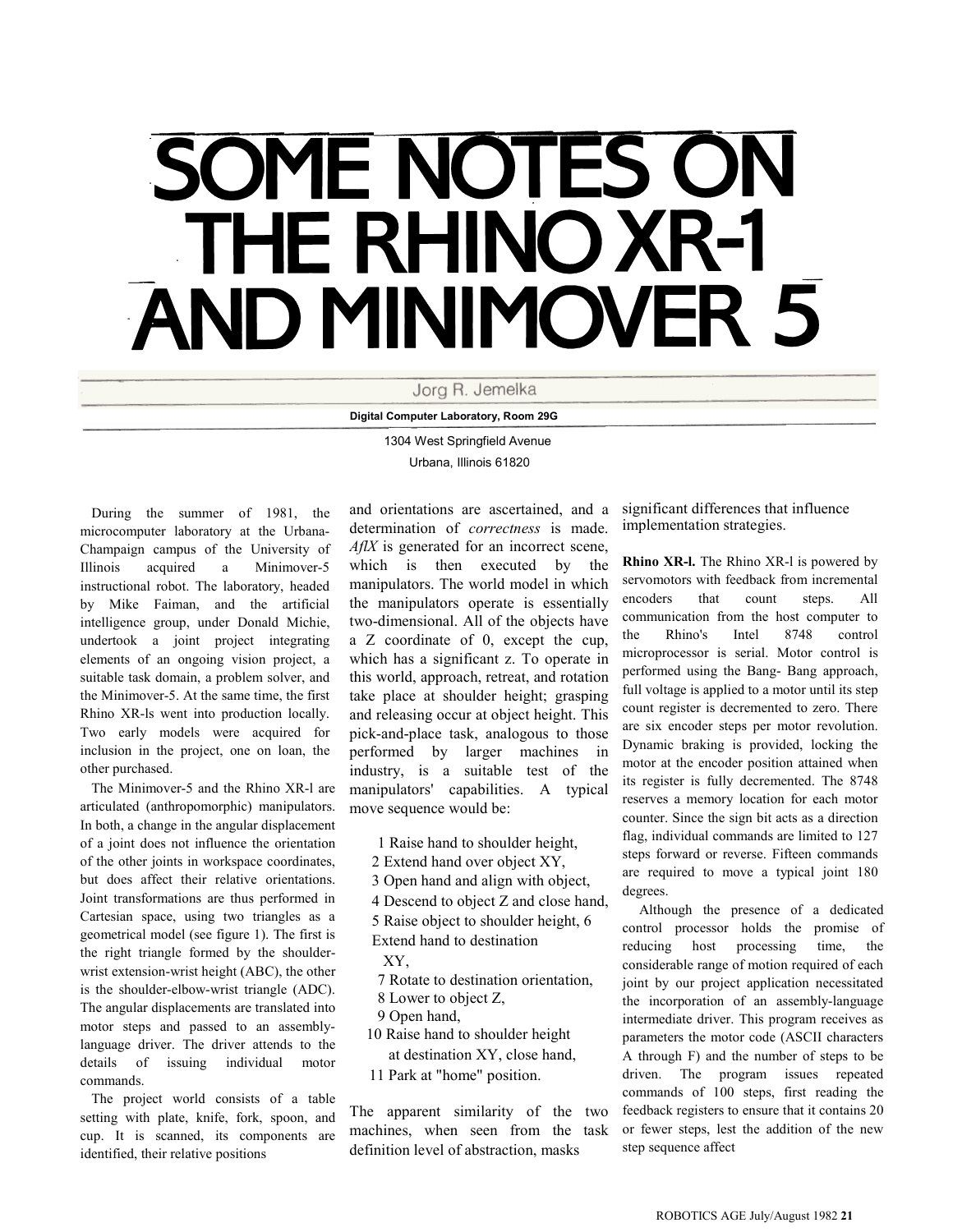# SOME NOTES ON THE RHINO XR-1 AND MINIMOVER 5

Jorg R. Jemelka

**Digital Computer Laboratory, Room 29G**

1304 West Springfield Avenue
Urbana, Illinois 61820

During the summer of 1981, the microcomputer laboratory at the Urbana-Champaign campus of the University of Illinois acquired a Minimover-5 instructional robot. The laboratory, headed by Mike Faiman, and the artificial intelligence group, under Donald Michie, undertook a joint project integrating elements of an ongoing vision project, a suitable task domain, a problem solver, and the Minimover-5. At the same time, the first Rhino XR-ls went into production locally. Two early models were acquired for inclusion in the project, one on loan, the other purchased.

The Minimover-5 and the Rhino XR-l are articulated (anthropomorphic) manipulators. In both, a change in the angular displacement of a joint does not influence the orientation of the other joints in workspace coordinates, but does affect their relative orientations. Joint transformations are thus performed in Cartesian space, using two triangles as a geometrical model (see figure 1). The first is the right triangle formed by the shoulder-wrist extension-wrist height (ABC), the other is the shoulder-elbow-wrist triangle (ADC). The angular displacements are translated into motor steps and passed to an assembly-language driver. The driver attends to the details of issuing individual motor commands.

The project world consists of a table setting with plate, knife, fork, spoon, and cup. It is scanned, its components are identified, their relative positions and orientations are ascertained, and a determination of *correctness* is made. *AflX* is generated for an incorrect scene, which is then executed by the manipulators. The world model in which the manipulators operate is essentially two-dimensional. All of the objects have a Z coordinate of 0, except the cup, which has a significant z. To operate in this world, approach, retreat, and rotation take place at shoulder height; grasping and releasing occur at object height. This pick-and-place task, analogous to those performed by larger machines in industry, is a suitable test of the manipulators' capabilities. A typical move sequence would be:

1. Raise hand to shoulder height,
2. Extend hand over object XY,
3. Open hand and align with object,
4. Descend to object Z and close hand,
5. Raise object to shoulder height,
6. Extend hand to destination XY,
7. Rotate to destination orientation,
8. Lower to object Z,
9. Open hand,
10. Raise hand to shoulder height at destination XY, close hand,
11. Park at "home" position.

The apparent similarity of the two machines, when seen from the task definition level of abstraction, masks significant differences that influence implementation strategies.

**Rhino XR-l.** The Rhino XR-l is powered by servomotors with feedback from incremental encoders that count steps. All communication from the host computer to the Rhino's Intel 8748 control microprocessor is serial. Motor control is performed using the Bang- Bang approach, full voltage is applied to a motor until its step count register is decremented to zero. There are six encoder steps per motor revolution. Dynamic braking is provided, locking the motor at the encoder position attained when its register is fully decremented. The 8748 reserves a memory location for each motor counter. Since the sign bit acts as a direction flag, individual commands are limited to 127 steps forward or reverse. Fifteen commands are required to move a typical joint 180 degrees.

Although the presence of a dedicated control processor holds the promise of reducing host processing time, the considerable range of motion required of each joint by our project application necessitated the incorporation of an assembly-language intermediate driver. This program receives as parameters the motor code (ASCII characters A through F) and the number of steps to be driven. The program issues repeated commands of 100 steps, first reading the feedback registers to ensure that it contains 20 or fewer steps, lest the addition of the new step sequence affect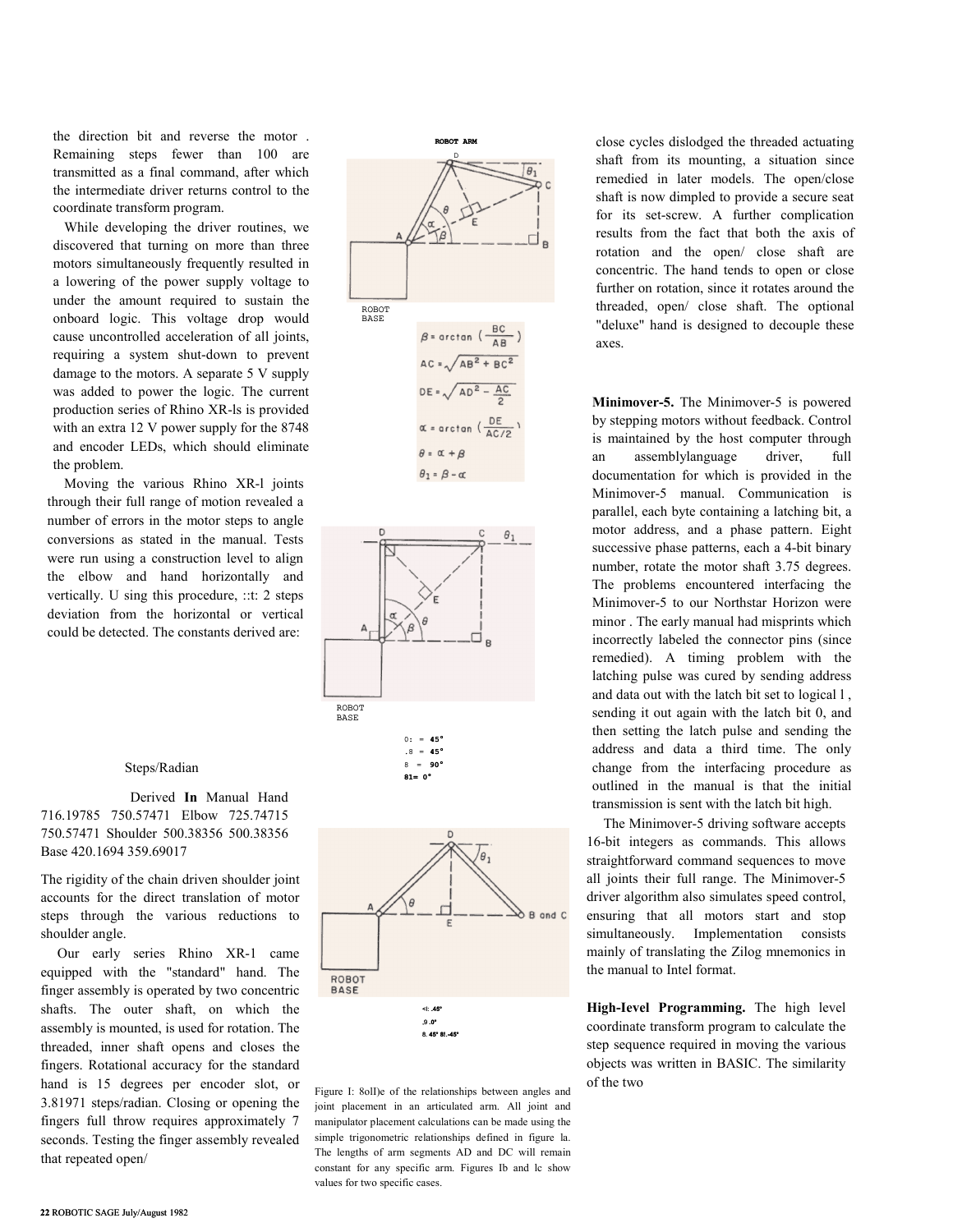the direction bit and reverse the motor . Remaining steps fewer than 100 are transmitted as a final command, after which the intermediate driver returns control to the coordinate transform program.

While developing the driver routines, we discovered that turning on more than three motors simultaneously frequently resulted in a lowering of the power supply voltage to under the amount required to sustain the onboard logic. This voltage drop would cause uncontrolled acceleration of all joints, requiring a system shut-down to prevent damage to the motors. A separate 5 V supply was added to power the logic. The current production series of Rhino XR-ls is provided with an extra 12 V power supply for the 8748 and encoder LEDs, which should eliminate the problem.

Moving the various Rhino XR-l joints through their full range of motion revealed a number of errors in the motor steps to angle conversions as stated in the manual. Tests were run using a construction level to align the elbow and hand horizontally and vertically. U sing this procedure, ::t: 2 steps deviation from the horizontal or vertical could be detected. The constants derived are:

Steps/Radian

| | Derived | In Manual |
|---|---|---|
| Hand | 716.19785 | 750.57471 |
| Elbow | 725.74715 | 750.57471 |
| Shoulder | 500.38356 | 500.38356 |
| Base | 420.1694 | 359.69017 |

The rigidity of the chain driven shoulder joint accounts for the direct translation of motor steps through the various reductions to shoulder angle.

Our early series Rhino XR-1 came equipped with the "standard" hand. The finger assembly is operated by two concentric shafts. The outer shaft, on which the assembly is mounted, is used for rotation. The threaded, inner shaft opens and closes the fingers. Rotational accuracy for the standard hand is 15 degrees per encoder slot, or 3.81971 steps/radian. Closing or opening the fingers full throw requires approximately 7 seconds. Testing the finger assembly revealed that repeated open/close cycles dislodged the threaded actuating shaft from its mounting, a situation since remedied in later models. The open/close shaft is now dimpled to provide a secure seat for its set-screw. A further complication results from the fact that both the axis of rotation and the open/ close shaft are concentric. The hand tends to open or close further on rotation, since it rotates around the threaded, open/ close shaft. The optional "deluxe" hand is designed to decouple these axes.

ROBOT ARM

ROBOT BASE

$$\beta = \arctan\left(\frac{BC}{AB}\right)$$

$$AC = \sqrt{AB^2 + BC^2}$$

$$DE = \sqrt{AD^2 - \frac{AC}{2}}$$

$$\alpha = \arctan\left(\frac{DE}{AC/2}\right)$$

$$\theta = \alpha + \beta$$

$$\theta_1 = \beta - \alpha$$

ROBOT BASE

$\alpha = 45°$
$\beta = 45°$
$\theta = 90°$
$\theta_1 = 0°$

ROBOT BASE

$\alpha$ .45°
$\beta$ .0°
$\theta$ .45° $\theta_1$ .-45°

Figure I: 8oII)e of the relationships between angles and joint placement in an articulated arm. All joint and manipulator placement calculations can be made using the simple trigonometric relationships defined in figure la. The lengths of arm segments AD and DC will remain constant for any specific arm. Figures Ib and lc show values for two specific cases.

**Minimover-5.** The Minimover-5 is powered by stepping motors without feedback. Control is maintained by the host computer through an assemblylanguage driver, full documentation for which is provided in the Minimover-5 manual. Communication is parallel, each byte containing a latching bit, a motor address, and a phase pattern. Eight successive phase patterns, each a 4-bit binary number, rotate the motor shaft 3.75 degrees. The problems encountered interfacing the Minimover-5 to our Northstar Horizon were minor . The early manual had misprints which incorrectly labeled the connector pins (since remedied). A timing problem with the latching pulse was cured by sending address and data out with the latch bit set to logical l , sending it out again with the latch bit 0, and then setting the latch pulse and sending the address and data a third time. The only change from the interfacing procedure as outlined in the manual is that the initial transmission is sent with the latch bit high.

The Minimover-5 driving software accepts 16-bit integers as commands. This allows straightforward command sequences to move all joints their full range. The Minimover-5 driver algorithm also simulates speed control, ensuring that all motors start and stop simultaneously. Implementation consists mainly of translating the Zilog mnemonics in the manual to Intel format.

**High-level Programming.** The high level coordinate transform program to calculate the step sequence required in moving the various objects was written in BASIC. The similarity of the two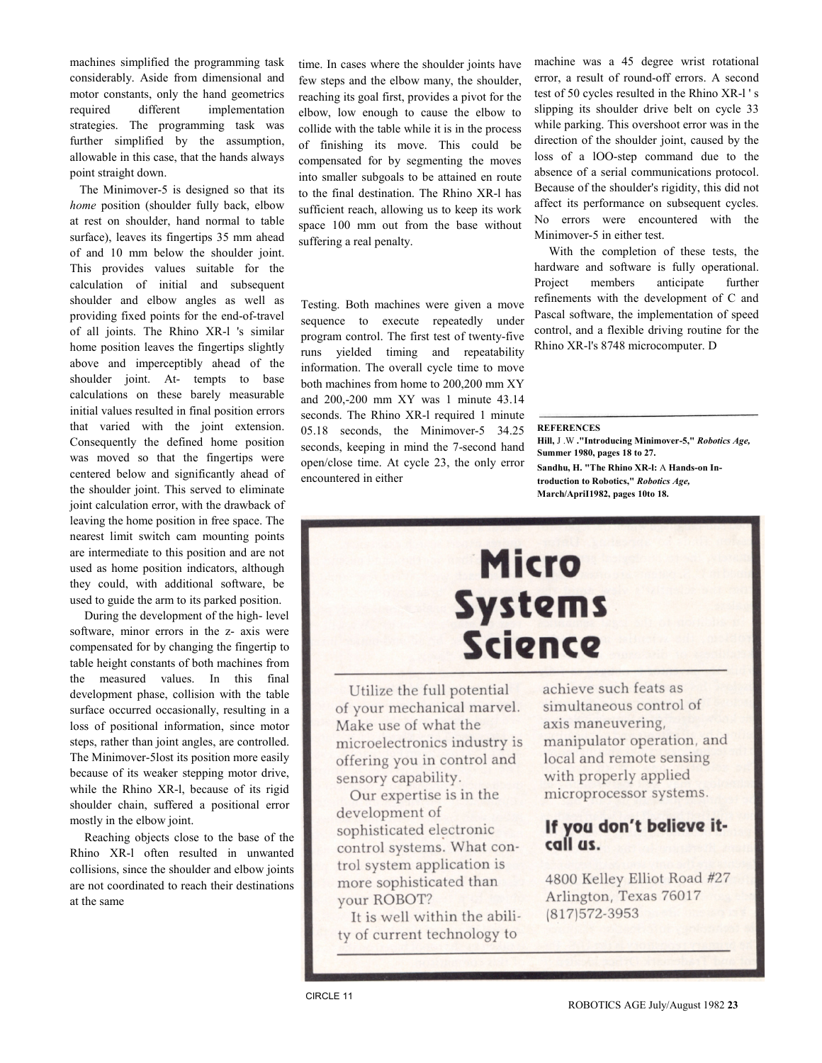machines simplified the programming task considerably. Aside from dimensional and motor constants, only the hand geometrics required different implementation strategies. The programming task was further simplified by the assumption, allowable in this case, that the hands always point straight down.

The Minimover-5 is designed so that its *home* position (shoulder fully back, elbow at rest on shoulder, hand normal to table surface), leaves its fingertips 35 mm ahead of and 10 mm below the shoulder joint. This provides values suitable for the calculation of initial and subsequent shoulder and elbow angles as well as providing fixed points for the end-of-travel of all joints. The Rhino XR-l 's similar home position leaves the fingertips slightly above and imperceptibly ahead of the shoulder joint. At- tempts to base calculations on these barely measurable initial values resulted in final position errors that varied with the joint extension. Consequently the defined home position was moved so that the fingertips were centered below and significantly ahead of the shoulder joint. This served to eliminate joint calculation error, with the drawback of leaving the home position in free space. The nearest limit switch cam mounting points are intermediate to this position and are not used as home position indicators, although they could, with additional software, be used to guide the arm to its parked position.

During the development of the high- level software, minor errors in the z- axis were compensated for by changing the fingertip to table height constants of both machines from the measured values. In this final development phase, collision with the table surface occurred occasionally, resulting in a loss of positional information, since motor steps, rather than joint angles, are controlled. The Minimover-5lost its position more easily because of its weaker stepping motor drive, while the Rhino XR-l, because of its rigid shoulder chain, suffered a positional error mostly in the elbow joint.

Reaching objects close to the base of the Rhino XR-l often resulted in unwanted collisions, since the shoulder and elbow joints are not coordinated to reach their destinations at the same time. In cases where the shoulder joints have few steps and the elbow many, the shoulder, reaching its goal first, provides a pivot for the elbow, low enough to cause the elbow to collide with the table while it is in the process of finishing its move. This could be compensated for by segmenting the moves into smaller subgoals to be attained en route to the final destination. The Rhino XR-l has sufficient reach, allowing us to keep its work space 100 mm out from the base without suffering a real penalty.

Testing. Both machines were given a move sequence to execute repeatedly under program control. The first test of twenty-five runs yielded timing and repeatability information. The overall cycle time to move both machines from home to 200,200 mm XY and 200,-200 mm XY was 1 minute 43.14 seconds. The Rhino XR-l required 1 minute 05.18 seconds, the Minimover-5 34.25 seconds, keeping in mind the 7-second hand open/close time. At cycle 23, the only error encountered in either machine was a 45 degree wrist rotational error, a result of round-off errors. A second test of 50 cycles resulted in the Rhino XR-l ' s slipping its shoulder drive belt on cycle 33 while parking. This overshoot error was in the direction of the shoulder joint, caused by the loss of a lOO-step command due to the absence of a serial communications protocol. Because of the shoulder's rigidity, this did not affect its performance on subsequent cycles. No errors were encountered with the Minimover-5 in either test.

With the completion of these tests, the hardware and software is fully operational. Project members anticipate further refinements with the development of C and Pascal software, the implementation of speed control, and a flexible driving routine for the Rhino XR-l's 8748 microcomputer. D

**REFERENCES**

**Hill,** J .W **."Introducing Minimover-5,"** ***Robotics Age,*** **Summer 1980, pages 18 to 27.**

**Sandhu, H. "The Rhino XR-l:** A **Hands-on Introduction to Robotics,"** ***Robotics Age,*** **March/April1982, pages 10to 18.**

# Micro Systems Science

Utilize the full potential of your mechanical marvel. Make use of what the microelectronics industry is offering you in control and sensory capability.

Our expertise is in the development of sophisticated electronic control systems. What control system application is more sophisticated than your ROBOT?

It is well within the ability of current technology to achieve such feats as simultaneous control of axis maneuvering, manipulator operation, and local and remote sensing with properly applied microprocessor systems.

**If you don't believe it-call us.**

4800 Kelley Elliot Road #27
Arlington, Texas 76017
(817)572-3953

CIRCLE 11